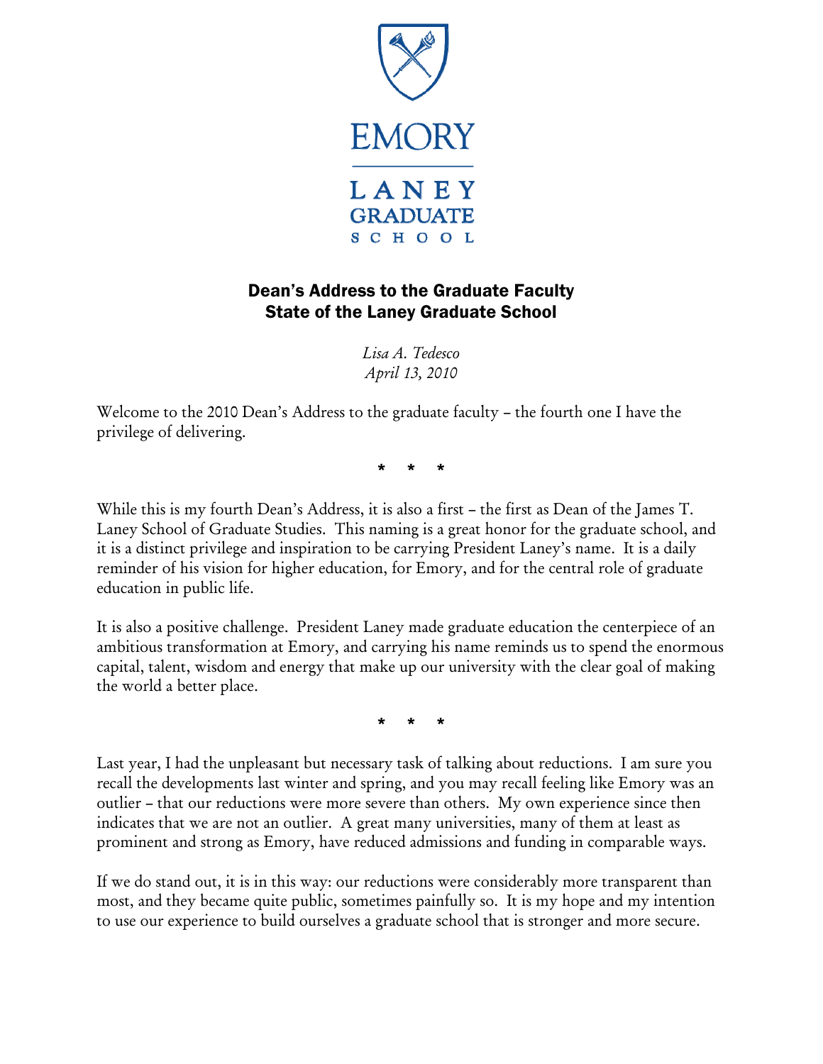EMORY

LANEY GRADUATE SCHOOL

# Dean's Address to the Graduate Faculty
# State of the Laney Graduate School

*Lisa A. Tedesco*
*April 13, 2010*

Welcome to the 2010 Dean's Address to the graduate faculty – the fourth one I have the privilege of delivering.

* * *

While this is my fourth Dean's Address, it is also a first – the first as Dean of the James T. Laney School of Graduate Studies. This naming is a great honor for the graduate school, and it is a distinct privilege and inspiration to be carrying President Laney's name. It is a daily reminder of his vision for higher education, for Emory, and for the central role of graduate education in public life.

It is also a positive challenge. President Laney made graduate education the centerpiece of an ambitious transformation at Emory, and carrying his name reminds us to spend the enormous capital, talent, wisdom and energy that make up our university with the clear goal of making the world a better place.

* * *

Last year, I had the unpleasant but necessary task of talking about reductions. I am sure you recall the developments last winter and spring, and you may recall feeling like Emory was an outlier – that our reductions were more severe than others. My own experience since then indicates that we are not an outlier. A great many universities, many of them at least as prominent and strong as Emory, have reduced admissions and funding in comparable ways.

If we do stand out, it is in this way: our reductions were considerably more transparent than most, and they became quite public, sometimes painfully so. It is my hope and my intention to use our experience to build ourselves a graduate school that is stronger and more secure.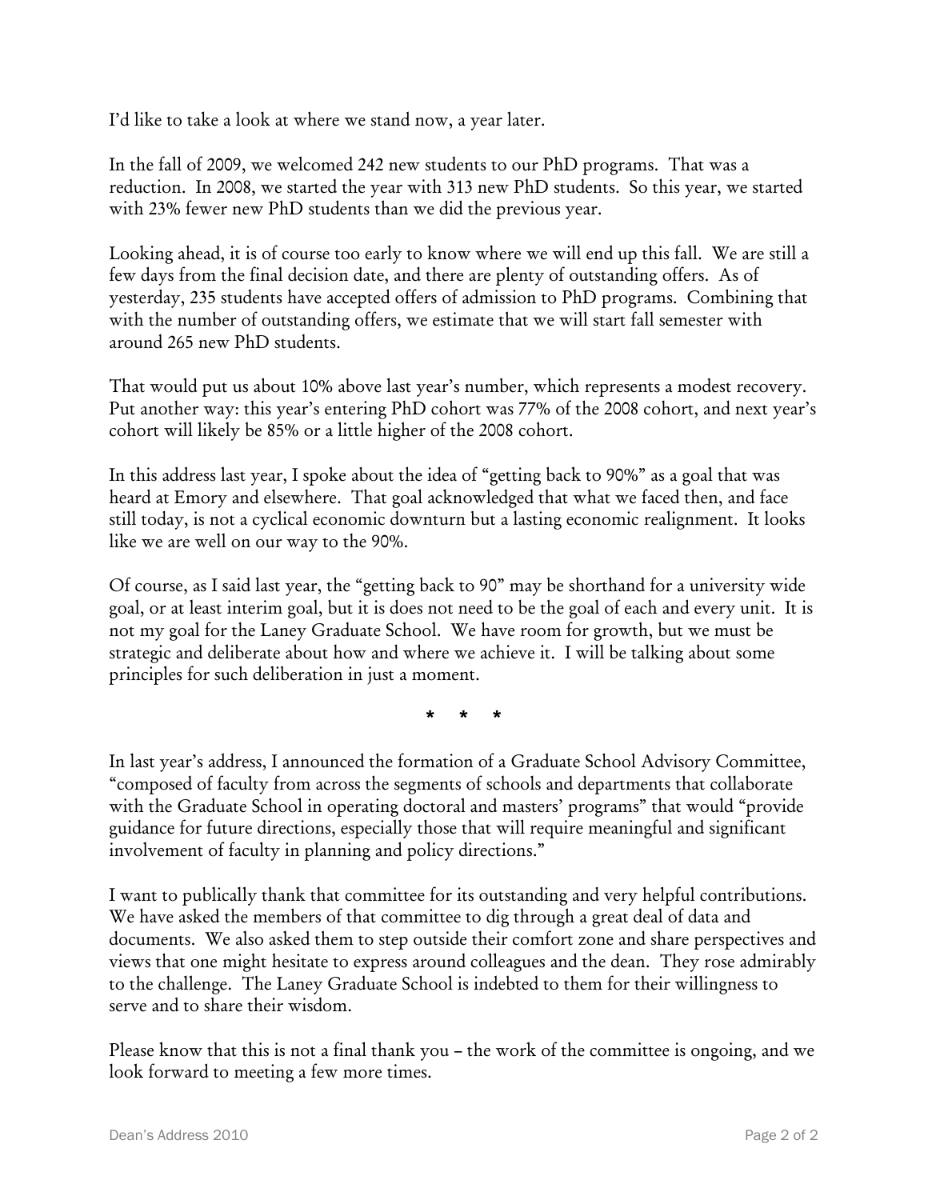I'd like to take a look at where we stand now, a year later.

In the fall of 2009, we welcomed 242 new students to our PhD programs. That was a reduction. In 2008, we started the year with 313 new PhD students. So this year, we started with 23% fewer new PhD students than we did the previous year.

Looking ahead, it is of course too early to know where we will end up this fall. We are still a few days from the final decision date, and there are plenty of outstanding offers. As of yesterday, 235 students have accepted offers of admission to PhD programs. Combining that with the number of outstanding offers, we estimate that we will start fall semester with around 265 new PhD students.

That would put us about 10% above last year's number, which represents a modest recovery. Put another way: this year's entering PhD cohort was 77% of the 2008 cohort, and next year's cohort will likely be 85% or a little higher of the 2008 cohort.

In this address last year, I spoke about the idea of "getting back to 90%" as a goal that was heard at Emory and elsewhere. That goal acknowledged that what we faced then, and face still today, is not a cyclical economic downturn but a lasting economic realignment. It looks like we are well on our way to the 90%.

Of course, as I said last year, the "getting back to 90" may be shorthand for a university wide goal, or at least interim goal, but it is does not need to be the goal of each and every unit. It is not my goal for the Laney Graduate School. We have room for growth, but we must be strategic and deliberate about how and where we achieve it. I will be talking about some principles for such deliberation in just a moment.

\* \* \*

In last year's address, I announced the formation of a Graduate School Advisory Committee, "composed of faculty from across the segments of schools and departments that collaborate with the Graduate School in operating doctoral and masters' programs" that would "provide guidance for future directions, especially those that will require meaningful and significant involvement of faculty in planning and policy directions."

I want to publically thank that committee for its outstanding and very helpful contributions. We have asked the members of that committee to dig through a great deal of data and documents. We also asked them to step outside their comfort zone and share perspectives and views that one might hesitate to express around colleagues and the dean. They rose admirably to the challenge. The Laney Graduate School is indebted to them for their willingness to serve and to share their wisdom.

Please know that this is not a final thank you – the work of the committee is ongoing, and we look forward to meeting a few more times.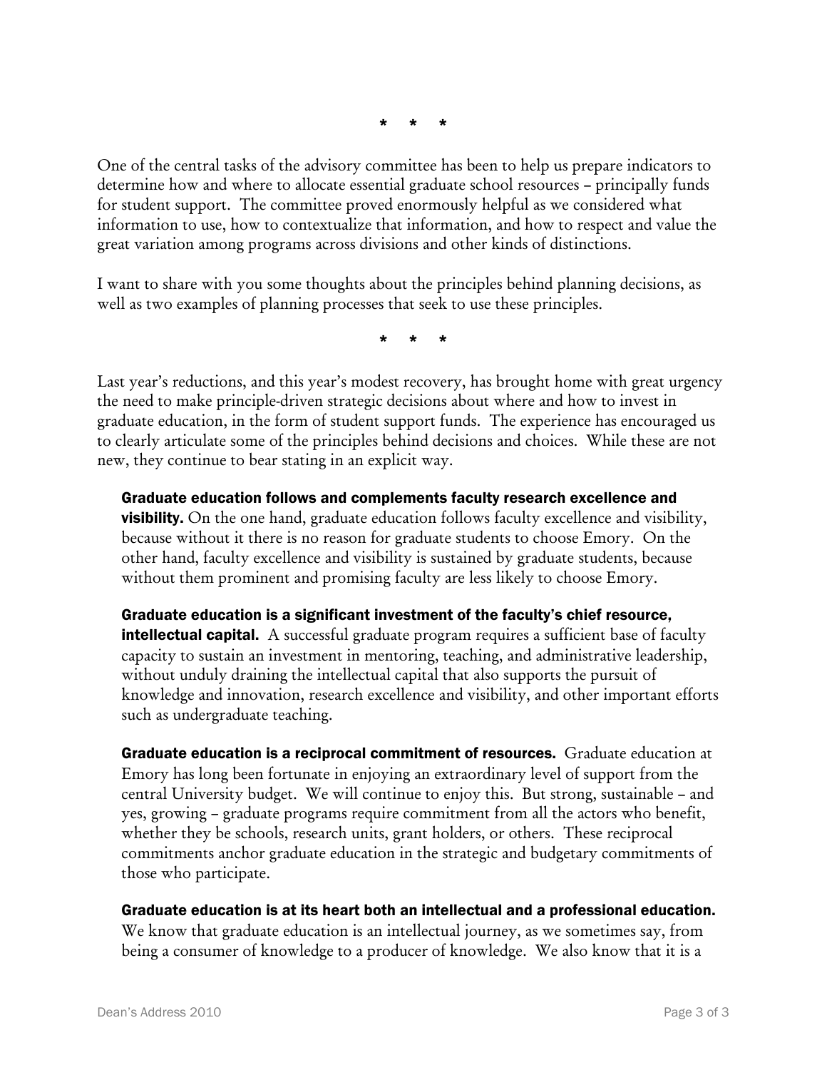\*   \*   \*

One of the central tasks of the advisory committee has been to help us prepare indicators to determine how and where to allocate essential graduate school resources – principally funds for student support. The committee proved enormously helpful as we considered what information to use, how to contextualize that information, and how to respect and value the great variation among programs across divisions and other kinds of distinctions.

I want to share with you some thoughts about the principles behind planning decisions, as well as two examples of planning processes that seek to use these principles.

\*   \*   \*

Last year's reductions, and this year's modest recovery, has brought home with great urgency the need to make principle-driven strategic decisions about where and how to invest in graduate education, in the form of student support funds. The experience has encouraged us to clearly articulate some of the principles behind decisions and choices. While these are not new, they continue to bear stating in an explicit way.

**Graduate education follows and complements faculty research excellence and visibility.** On the one hand, graduate education follows faculty excellence and visibility, because without it there is no reason for graduate students to choose Emory. On the other hand, faculty excellence and visibility is sustained by graduate students, because without them prominent and promising faculty are less likely to choose Emory.

**Graduate education is a significant investment of the faculty's chief resource, intellectual capital.** A successful graduate program requires a sufficient base of faculty capacity to sustain an investment in mentoring, teaching, and administrative leadership, without unduly draining the intellectual capital that also supports the pursuit of knowledge and innovation, research excellence and visibility, and other important efforts such as undergraduate teaching.

**Graduate education is a reciprocal commitment of resources.** Graduate education at Emory has long been fortunate in enjoying an extraordinary level of support from the central University budget. We will continue to enjoy this. But strong, sustainable – and yes, growing – graduate programs require commitment from all the actors who benefit, whether they be schools, research units, grant holders, or others. These reciprocal commitments anchor graduate education in the strategic and budgetary commitments of those who participate.

**Graduate education is at its heart both an intellectual and a professional education.** We know that graduate education is an intellectual journey, as we sometimes say, from being a consumer of knowledge to a producer of knowledge. We also know that it is a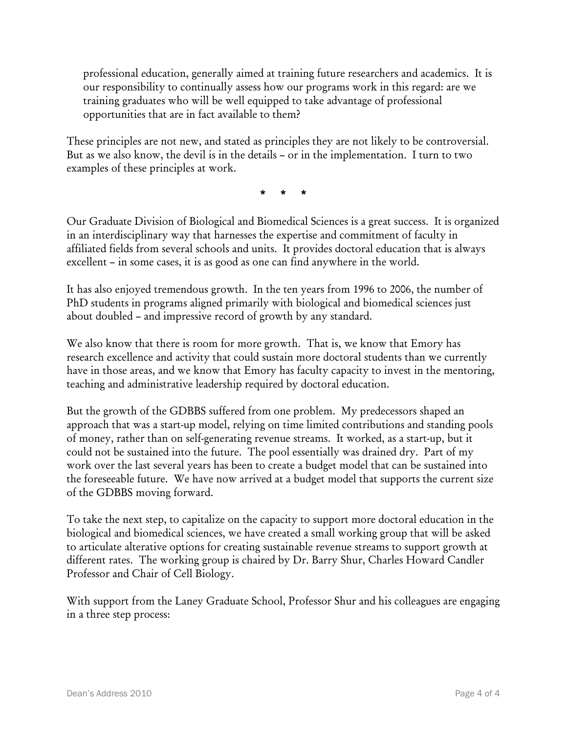professional education, generally aimed at training future researchers and academics. It is our responsibility to continually assess how our programs work in this regard: are we training graduates who will be well equipped to take advantage of professional opportunities that are in fact available to them?

These principles are not new, and stated as principles they are not likely to be controversial. But as we also know, the devil is in the details – or in the implementation. I turn to two examples of these principles at work.

\*   \*   \*

Our Graduate Division of Biological and Biomedical Sciences is a great success. It is organized in an interdisciplinary way that harnesses the expertise and commitment of faculty in affiliated fields from several schools and units. It provides doctoral education that is always excellent – in some cases, it is as good as one can find anywhere in the world.

It has also enjoyed tremendous growth. In the ten years from 1996 to 2006, the number of PhD students in programs aligned primarily with biological and biomedical sciences just about doubled – and impressive record of growth by any standard.

We also know that there is room for more growth. That is, we know that Emory has research excellence and activity that could sustain more doctoral students than we currently have in those areas, and we know that Emory has faculty capacity to invest in the mentoring, teaching and administrative leadership required by doctoral education.

But the growth of the GDBBS suffered from one problem. My predecessors shaped an approach that was a start-up model, relying on time limited contributions and standing pools of money, rather than on self-generating revenue streams. It worked, as a start-up, but it could not be sustained into the future. The pool essentially was drained dry. Part of my work over the last several years has been to create a budget model that can be sustained into the foreseeable future. We have now arrived at a budget model that supports the current size of the GDBBS moving forward.

To take the next step, to capitalize on the capacity to support more doctoral education in the biological and biomedical sciences, we have created a small working group that will be asked to articulate alterative options for creating sustainable revenue streams to support growth at different rates. The working group is chaired by Dr. Barry Shur, Charles Howard Candler Professor and Chair of Cell Biology.

With support from the Laney Graduate School, Professor Shur and his colleagues are engaging in a three step process: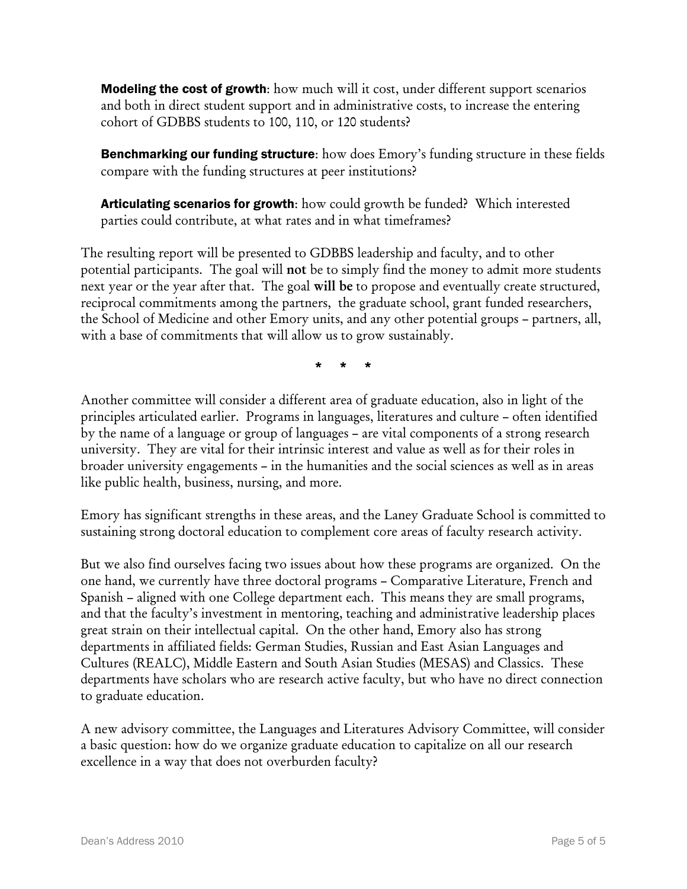**Modeling the cost of growth**: how much will it cost, under different support scenarios and both in direct student support and in administrative costs, to increase the entering cohort of GDBBS students to 100, 110, or 120 students?

**Benchmarking our funding structure**: how does Emory's funding structure in these fields compare with the funding structures at peer institutions?

**Articulating scenarios for growth**: how could growth be funded? Which interested parties could contribute, at what rates and in what timeframes?

The resulting report will be presented to GDBBS leadership and faculty, and to other potential participants. The goal will **not** be to simply find the money to admit more students next year or the year after that. The goal **will be** to propose and eventually create structured, reciprocal commitments among the partners, the graduate school, grant funded researchers, the School of Medicine and other Emory units, and any other potential groups – partners, all, with a base of commitments that will allow us to grow sustainably.

\* \* \*

Another committee will consider a different area of graduate education, also in light of the principles articulated earlier. Programs in languages, literatures and culture – often identified by the name of a language or group of languages – are vital components of a strong research university. They are vital for their intrinsic interest and value as well as for their roles in broader university engagements – in the humanities and the social sciences as well as in areas like public health, business, nursing, and more.

Emory has significant strengths in these areas, and the Laney Graduate School is committed to sustaining strong doctoral education to complement core areas of faculty research activity.

But we also find ourselves facing two issues about how these programs are organized. On the one hand, we currently have three doctoral programs – Comparative Literature, French and Spanish – aligned with one College department each. This means they are small programs, and that the faculty's investment in mentoring, teaching and administrative leadership places great strain on their intellectual capital. On the other hand, Emory also has strong departments in affiliated fields: German Studies, Russian and East Asian Languages and Cultures (REALC), Middle Eastern and South Asian Studies (MESAS) and Classics. These departments have scholars who are research active faculty, but who have no direct connection to graduate education.

A new advisory committee, the Languages and Literatures Advisory Committee, will consider a basic question: how do we organize graduate education to capitalize on all our research excellence in a way that does not overburden faculty?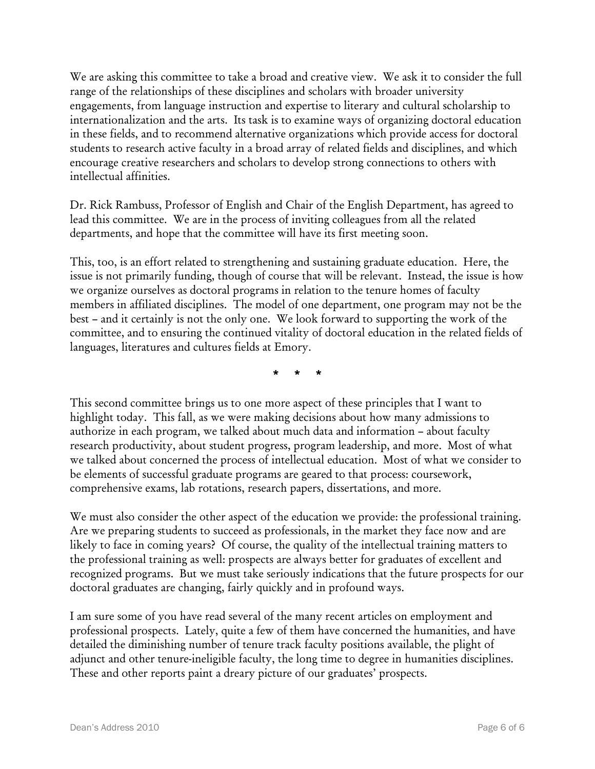We are asking this committee to take a broad and creative view. We ask it to consider the full range of the relationships of these disciplines and scholars with broader university engagements, from language instruction and expertise to literary and cultural scholarship to internationalization and the arts. Its task is to examine ways of organizing doctoral education in these fields, and to recommend alternative organizations which provide access for doctoral students to research active faculty in a broad array of related fields and disciplines, and which encourage creative researchers and scholars to develop strong connections to others with intellectual affinities.

Dr. Rick Rambuss, Professor of English and Chair of the English Department, has agreed to lead this committee. We are in the process of inviting colleagues from all the related departments, and hope that the committee will have its first meeting soon.

This, too, is an effort related to strengthening and sustaining graduate education. Here, the issue is not primarily funding, though of course that will be relevant. Instead, the issue is how we organize ourselves as doctoral programs in relation to the tenure homes of faculty members in affiliated disciplines. The model of one department, one program may not be the best – and it certainly is not the only one. We look forward to supporting the work of the committee, and to ensuring the continued vitality of doctoral education in the related fields of languages, literatures and cultures fields at Emory.

\* \* \*

This second committee brings us to one more aspect of these principles that I want to highlight today. This fall, as we were making decisions about how many admissions to authorize in each program, we talked about much data and information – about faculty research productivity, about student progress, program leadership, and more. Most of what we talked about concerned the process of intellectual education. Most of what we consider to be elements of successful graduate programs are geared to that process: coursework, comprehensive exams, lab rotations, research papers, dissertations, and more.

We must also consider the other aspect of the education we provide: the professional training. Are we preparing students to succeed as professionals, in the market they face now and are likely to face in coming years? Of course, the quality of the intellectual training matters to the professional training as well: prospects are always better for graduates of excellent and recognized programs. But we must take seriously indications that the future prospects for our doctoral graduates are changing, fairly quickly and in profound ways.

I am sure some of you have read several of the many recent articles on employment and professional prospects. Lately, quite a few of them have concerned the humanities, and have detailed the diminishing number of tenure track faculty positions available, the plight of adjunct and other tenure-ineligible faculty, the long time to degree in humanities disciplines. These and other reports paint a dreary picture of our graduates' prospects.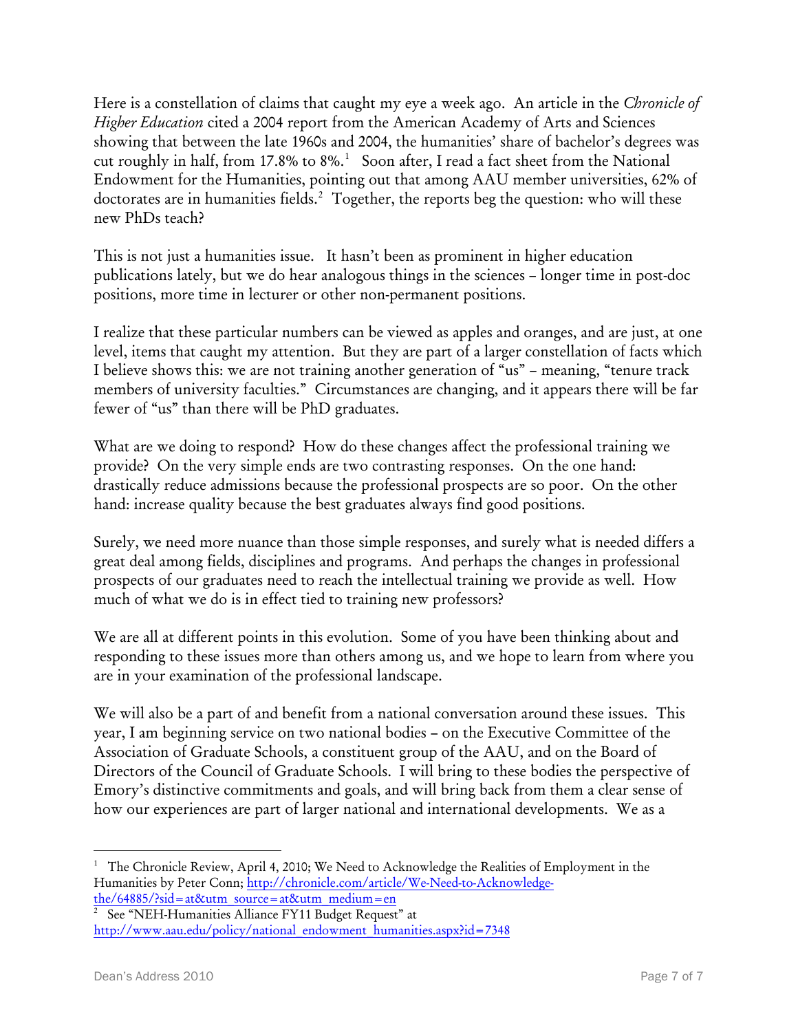Here is a constellation of claims that caught my eye a week ago. An article in the *Chronicle of Higher Education* cited a 2004 report from the American Academy of Arts and Sciences showing that between the late 1960s and 2004, the humanities' share of bachelor's degrees was cut roughly in half, from 17.8% to 8%.[1] Soon after, I read a fact sheet from the National Endowment for the Humanities, pointing out that among AAU member universities, 62% of doctorates are in humanities fields.[2] Together, the reports beg the question: who will these new PhDs teach?

This is not just a humanities issue. It hasn't been as prominent in higher education publications lately, but we do hear analogous things in the sciences – longer time in post-doc positions, more time in lecturer or other non-permanent positions.

I realize that these particular numbers can be viewed as apples and oranges, and are just, at one level, items that caught my attention. But they are part of a larger constellation of facts which I believe shows this: we are not training another generation of "us" – meaning, "tenure track members of university faculties." Circumstances are changing, and it appears there will be far fewer of "us" than there will be PhD graduates.

What are we doing to respond? How do these changes affect the professional training we provide? On the very simple ends are two contrasting responses. On the one hand: drastically reduce admissions because the professional prospects are so poor. On the other hand: increase quality because the best graduates always find good positions.

Surely, we need more nuance than those simple responses, and surely what is needed differs a great deal among fields, disciplines and programs. And perhaps the changes in professional prospects of our graduates need to reach the intellectual training we provide as well. How much of what we do is in effect tied to training new professors?

We are all at different points in this evolution. Some of you have been thinking about and responding to these issues more than others among us, and we hope to learn from where you are in your examination of the professional landscape.

We will also be a part of and benefit from a national conversation around these issues. This year, I am beginning service on two national bodies – on the Executive Committee of the Association of Graduate Schools, a constituent group of the AAU, and on the Board of Directors of the Council of Graduate Schools. I will bring to these bodies the perspective of Emory's distinctive commitments and goals, and will bring back from them a clear sense of how our experiences are part of larger national and international developments. We as a

---

[1] The Chronicle Review, April 4, 2010; We Need to Acknowledge the Realities of Employment in the Humanities by Peter Conn; http://chronicle.com/article/We-Need-to-Acknowledge-the/64885/?sid=at&utm_source=at&utm_medium=en

[2] See "NEH-Humanities Alliance FY11 Budget Request" at http://www.aau.edu/policy/national_endowment_humanities.aspx?id=7348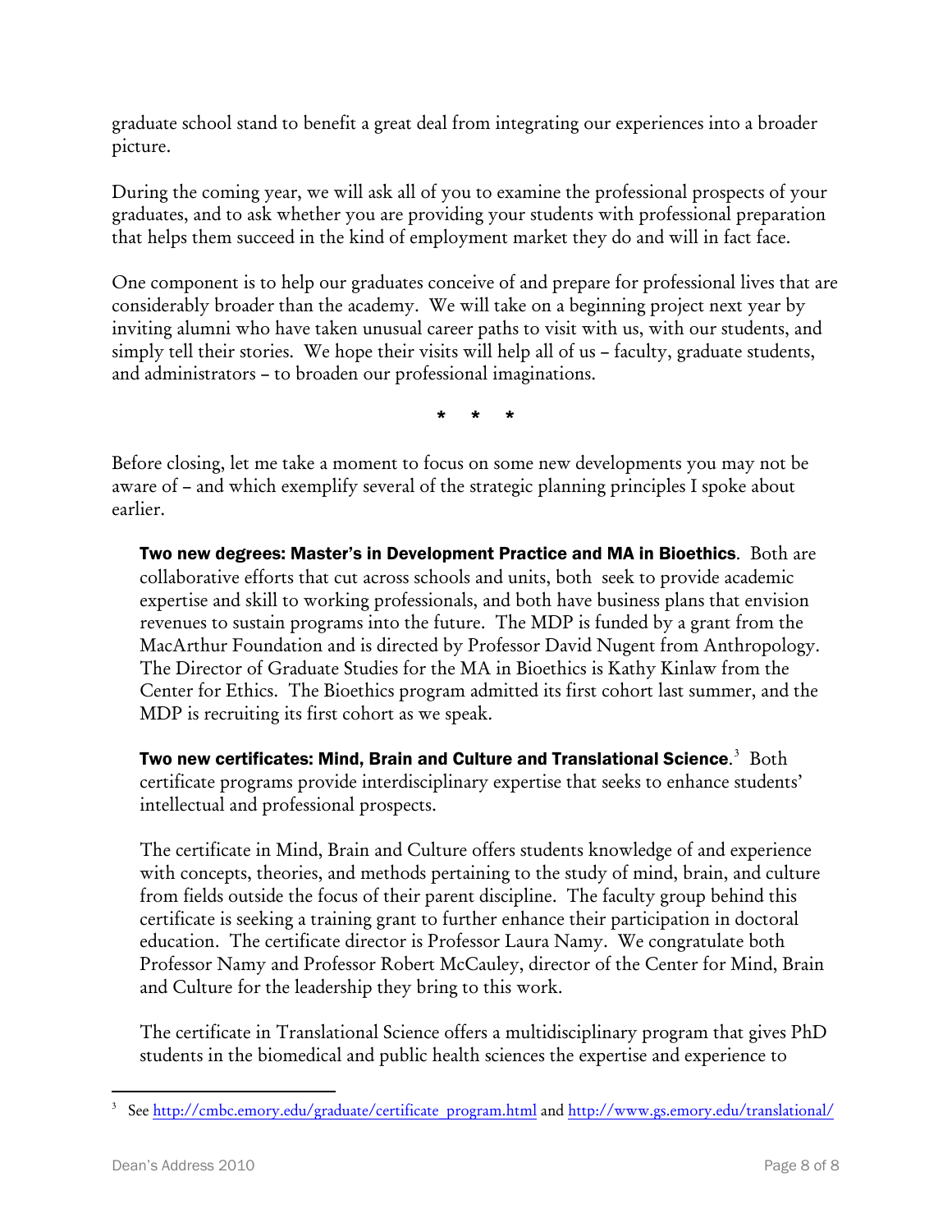graduate school stand to benefit a great deal from integrating our experiences into a broader picture.

During the coming year, we will ask all of you to examine the professional prospects of your graduates, and to ask whether you are providing your students with professional preparation that helps them succeed in the kind of employment market they do and will in fact face.

One component is to help our graduates conceive of and prepare for professional lives that are considerably broader than the academy. We will take on a beginning project next year by inviting alumni who have taken unusual career paths to visit with us, with our students, and simply tell their stories. We hope their visits will help all of us – faculty, graduate students, and administrators – to broaden our professional imaginations.

\* \* \*

Before closing, let me take a moment to focus on some new developments you may not be aware of – and which exemplify several of the strategic planning principles I spoke about earlier.

**Two new degrees: Master's in Development Practice and MA in Bioethics**. Both are collaborative efforts that cut across schools and units, both seek to provide academic expertise and skill to working professionals, and both have business plans that envision revenues to sustain programs into the future. The MDP is funded by a grant from the MacArthur Foundation and is directed by Professor David Nugent from Anthropology. The Director of Graduate Studies for the MA in Bioethics is Kathy Kinlaw from the Center for Ethics. The Bioethics program admitted its first cohort last summer, and the MDP is recruiting its first cohort as we speak.

**Two new certificates: Mind, Brain and Culture and Translational Science**.[3] Both certificate programs provide interdisciplinary expertise that seeks to enhance students' intellectual and professional prospects.

The certificate in Mind, Brain and Culture offers students knowledge of and experience with concepts, theories, and methods pertaining to the study of mind, brain, and culture from fields outside the focus of their parent discipline. The faculty group behind this certificate is seeking a training grant to further enhance their participation in doctoral education. The certificate director is Professor Laura Namy. We congratulate both Professor Namy and Professor Robert McCauley, director of the Center for Mind, Brain and Culture for the leadership they bring to this work.

The certificate in Translational Science offers a multidisciplinary program that gives PhD students in the biomedical and public health sciences the expertise and experience to

[3] See http://cmbc.emory.edu/graduate/certificate_program.html and http://www.gs.emory.edu/translational/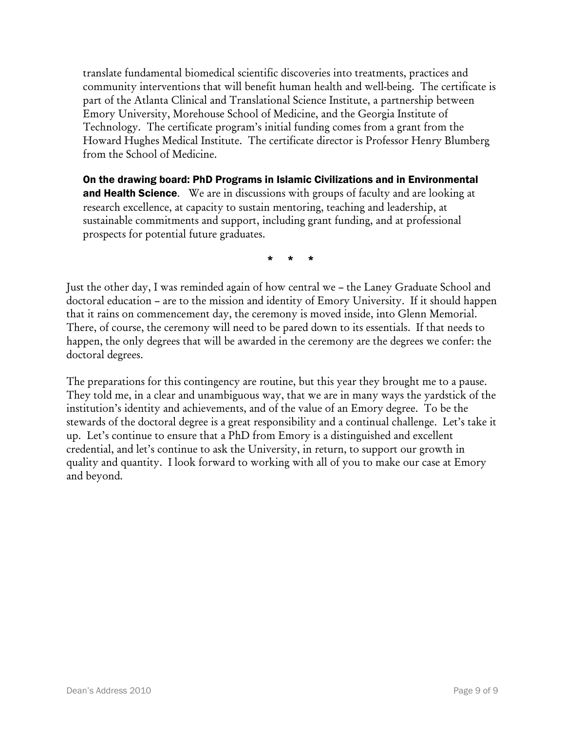translate fundamental biomedical scientific discoveries into treatments, practices and community interventions that will benefit human health and well-being. The certificate is part of the Atlanta Clinical and Translational Science Institute, a partnership between Emory University, Morehouse School of Medicine, and the Georgia Institute of Technology. The certificate program's initial funding comes from a grant from the Howard Hughes Medical Institute. The certificate director is Professor Henry Blumberg from the School of Medicine.

**On the drawing board: PhD Programs in Islamic Civilizations and in Environmental and Health Science**. We are in discussions with groups of faculty and are looking at research excellence, at capacity to sustain mentoring, teaching and leadership, at sustainable commitments and support, including grant funding, and at professional prospects for potential future graduates.

\* \* \*

Just the other day, I was reminded again of how central we – the Laney Graduate School and doctoral education – are to the mission and identity of Emory University. If it should happen that it rains on commencement day, the ceremony is moved inside, into Glenn Memorial. There, of course, the ceremony will need to be pared down to its essentials. If that needs to happen, the only degrees that will be awarded in the ceremony are the degrees we confer: the doctoral degrees.

The preparations for this contingency are routine, but this year they brought me to a pause. They told me, in a clear and unambiguous way, that we are in many ways the yardstick of the institution's identity and achievements, and of the value of an Emory degree. To be the stewards of the doctoral degree is a great responsibility and a continual challenge. Let's take it up. Let's continue to ensure that a PhD from Emory is a distinguished and excellent credential, and let's continue to ask the University, in return, to support our growth in quality and quantity. I look forward to working with all of you to make our case at Emory and beyond.